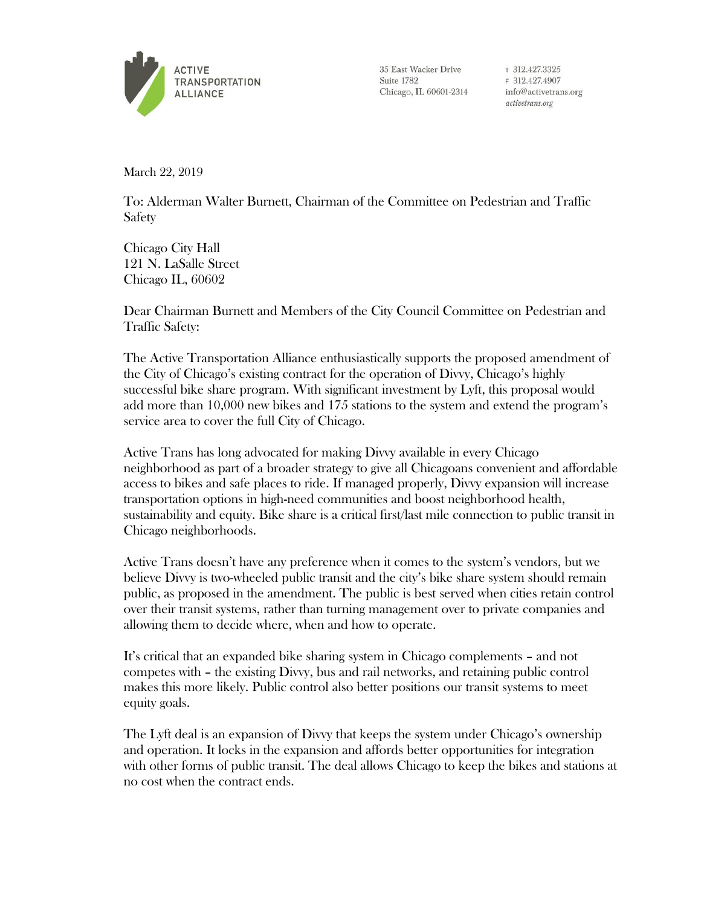ACTIVE TRANSPORTATION ALLIANCE

35 East Wacker Drive
Suite 1782
Chicago, IL 60601-2314

T 312.427.3325
F 312.427.4907
info@activetrans.org
*activetrans.org*

March 22, 2019

To: Alderman Walter Burnett, Chairman of the Committee on Pedestrian and Traffic Safety

Chicago City Hall
121 N. LaSalle Street
Chicago IL, 60602

Dear Chairman Burnett and Members of the City Council Committee on Pedestrian and Traffic Safety:

The Active Transportation Alliance enthusiastically supports the proposed amendment of the City of Chicago's existing contract for the operation of Divvy, Chicago's highly successful bike share program. With significant investment by Lyft, this proposal would add more than 10,000 new bikes and 175 stations to the system and extend the program's service area to cover the full City of Chicago.

Active Trans has long advocated for making Divvy available in every Chicago neighborhood as part of a broader strategy to give all Chicagoans convenient and affordable access to bikes and safe places to ride. If managed properly, Divvy expansion will increase transportation options in high-need communities and boost neighborhood health, sustainability and equity. Bike share is a critical first/last mile connection to public transit in Chicago neighborhoods.

Active Trans doesn't have any preference when it comes to the system's vendors, but we believe Divvy is two-wheeled public transit and the city's bike share system should remain public, as proposed in the amendment. The public is best served when cities retain control over their transit systems, rather than turning management over to private companies and allowing them to decide where, when and how to operate.

It's critical that an expanded bike sharing system in Chicago complements – and not competes with – the existing Divvy, bus and rail networks, and retaining public control makes this more likely. Public control also better positions our transit systems to meet equity goals.

The Lyft deal is an expansion of Divvy that keeps the system under Chicago's ownership and operation. It locks in the expansion and affords better opportunities for integration with other forms of public transit. The deal allows Chicago to keep the bikes and stations at no cost when the contract ends.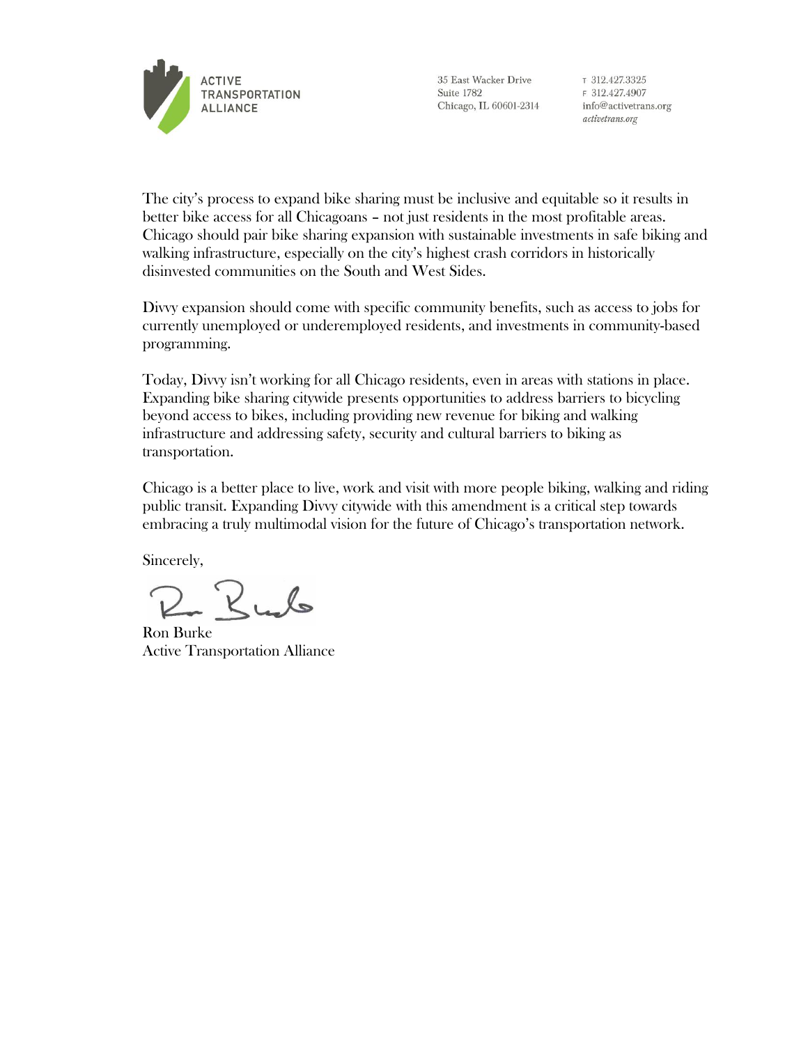ACTIVE TRANSPORTATION ALLIANCE

35 East Wacker Drive
Suite 1782
Chicago, IL 60601-2314

T 312.427.3325
F 312.427.4907
info@activetrans.org
*activetrans.org*

The city's process to expand bike sharing must be inclusive and equitable so it results in better bike access for all Chicagoans – not just residents in the most profitable areas. Chicago should pair bike sharing expansion with sustainable investments in safe biking and walking infrastructure, especially on the city's highest crash corridors in historically disinvested communities on the South and West Sides.

Divvy expansion should come with specific community benefits, such as access to jobs for currently unemployed or underemployed residents, and investments in community-based programming.

Today, Divvy isn't working for all Chicago residents, even in areas with stations in place. Expanding bike sharing citywide presents opportunities to address barriers to bicycling beyond access to bikes, including providing new revenue for biking and walking infrastructure and addressing safety, security and cultural barriers to biking as transportation.

Chicago is a better place to live, work and visit with more people biking, walking and riding public transit. Expanding Divvy citywide with this amendment is a critical step towards embracing a truly multimodal vision for the future of Chicago's transportation network.

Sincerely,

Ron Burke
Active Transportation Alliance